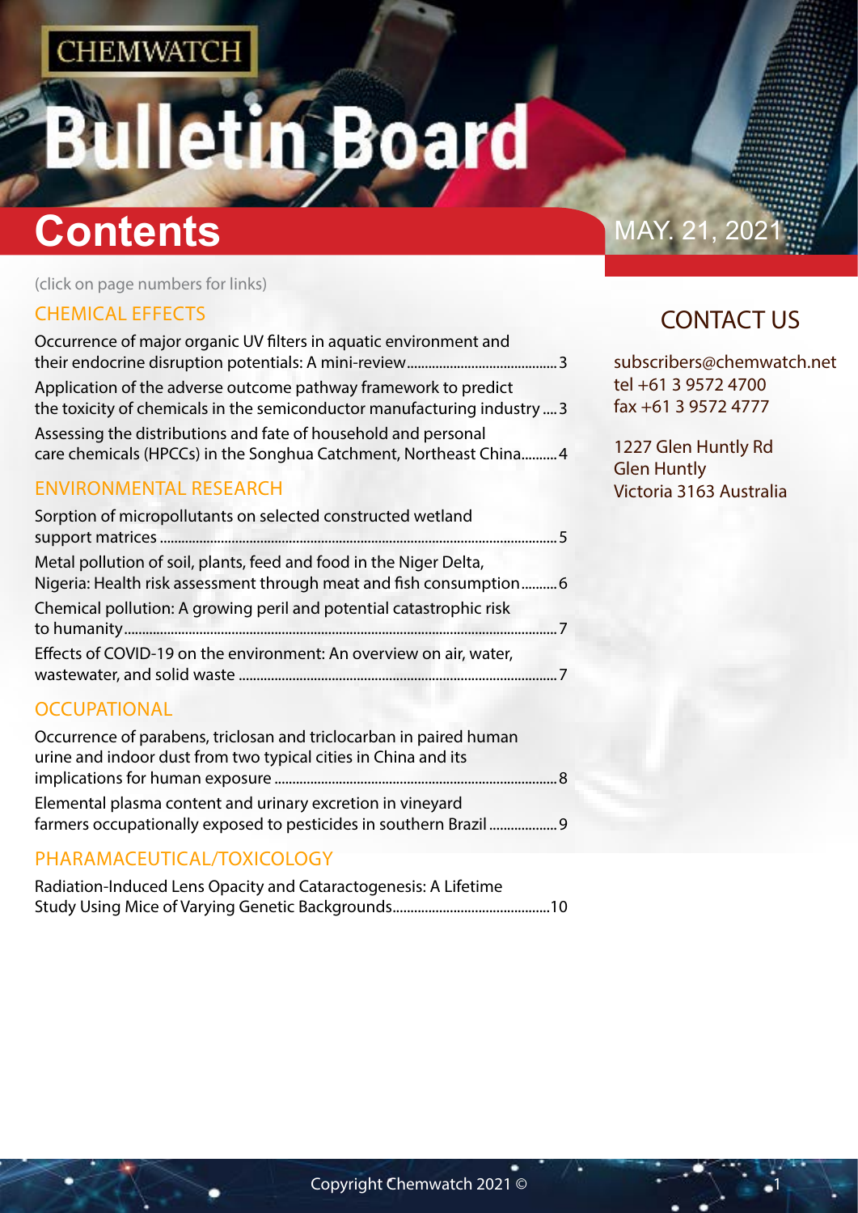CHEMWATCH

# Bulletin Board

## Contents

MAY. 21, 2021

(click on page numbers for links)

### CHEMICAL EFFECTS

Occurrence of major organic UV filters in aquatic environment and their endocrine disruption potentials: A mini-review....3

Application of the adverse outcome pathway framework to predict the toxicity of chemicals in the semiconductor manufacturing industry....3

Assessing the distributions and fate of household and personal care chemicals (HPCCs) in the Songhua Catchment, Northeast China....4

### ENVIRONMENTAL RESEARCH

Sorption of micropollutants on selected constructed wetland support matrices....5

Metal pollution of soil, plants, feed and food in the Niger Delta, Nigeria: Health risk assessment through meat and fish consumption....6

Chemical pollution: A growing peril and potential catastrophic risk to humanity....7

Effects of COVID-19 on the environment: An overview on air, water, wastewater, and solid waste....7

### OCCUPATIONAL

Occurrence of parabens, triclosan and triclocarban in paired human urine and indoor dust from two typical cities in China and its implications for human exposure....8

Elemental plasma content and urinary excretion in vineyard farmers occupationally exposed to pesticides in southern Brazil....9

### PHARAMACEUTICAL/TOXICOLOGY

Radiation-Induced Lens Opacity and Cataractogenesis: A Lifetime Study Using Mice of Varying Genetic Backgrounds....10

## CONTACT US

subscribers@chemwatch.net
tel +61 3 9572 4700
fax +61 3 9572 4777

1227 Glen Huntly Rd
Glen Huntly
Victoria 3163 Australia

Copyright Chemwatch 2021 ©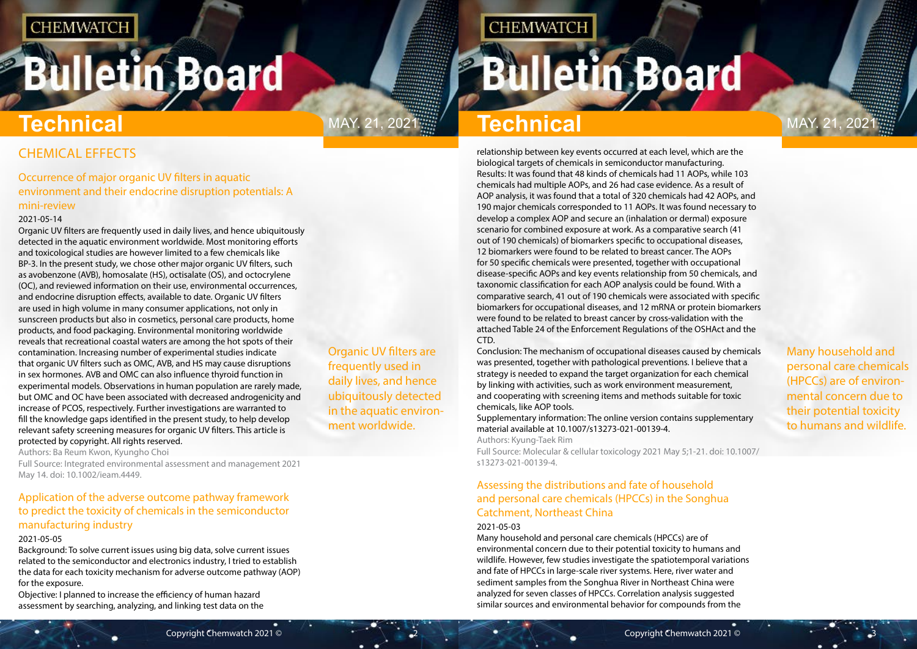## CHEMICAL EFFECTS

### Occurrence of major organic UV filters in aquatic environment and their endocrine disruption potentials: A mini-review

2021-05-14

Organic UV filters are frequently used in daily lives, and hence ubiquitously detected in the aquatic environment worldwide. Most monitoring efforts and toxicological studies are however limited to a few chemicals like BP-3. In the present study, we chose other major organic UV filters, such as avobenzone (AVB), homosalate (HS), octisalate (OS), and octocrylene (OC), and reviewed information on their use, environmental occurrences, and endocrine disruption effects, available to date. Organic UV filters are used in high volume in many consumer applications, not only in sunscreen products but also in cosmetics, personal care products, home products, and food packaging. Environmental monitoring worldwide reveals that recreational coastal waters are among the hot spots of their contamination. Increasing number of experimental studies indicate that organic UV filters such as OMC, AVB, and HS may cause disruptions in sex hormones. AVB and OMC can also influence thyroid function in experimental models. Observations in human population are rarely made, but OMC and OC have been associated with decreased androgenicity and increase of PCOS, respectively. Further investigations are warranted to fill the knowledge gaps identified in the present study, to help develop relevant safety screening measures for organic UV filters. This article is protected by copyright. All rights reserved.

Authors: Ba Reum Kwon, Kyungho Choi

Full Source: Integrated environmental assessment and management 2021 May 14. doi: 10.1002/ieam.4449.

Organic UV filters are frequently used in daily lives, and hence ubiquitously detected in the aquatic environment worldwide.

### Application of the adverse outcome pathway framework to predict the toxicity of chemicals in the semiconductor manufacturing industry

2021-05-05

Background: To solve current issues using big data, solve current issues related to the semiconductor and electronics industry, I tried to establish the data for each toxicity mechanism for adverse outcome pathway (AOP) for the exposure.

Objective: I planned to increase the efficiency of human hazard assessment by searching, analyzing, and linking test data on the relationship between key events occurred at each level, which are the biological targets of chemicals in semiconductor manufacturing.

Results: It was found that 48 kinds of chemicals had 11 AOPs, while 103 chemicals had multiple AOPs, and 26 had case evidence. As a result of AOP analysis, it was found that a total of 320 chemicals had 42 AOPs, and 190 major chemicals corresponded to 11 AOPs. It was found necessary to develop a complex AOP and secure an (inhalation or dermal) exposure scenario for combined exposure at work. As a comparative search (41 out of 190 chemicals) of biomarkers specific to occupational diseases, 12 biomarkers were found to be related to breast cancer. The AOPs for 50 specific chemicals were presented, together with occupational disease-specific AOPs and key events relationship from 50 chemicals, and taxonomic classification for each AOP analysis could be found. With a comparative search, 41 out of 190 chemicals were associated with specific biomarkers for occupational diseases, and 12 mRNA or protein biomarkers were found to be related to breast cancer by cross-validation with the attached Table 24 of the Enforcement Regulations of the OSHAct and the CTD.

Conclusion: The mechanism of occupational diseases caused by chemicals was presented, together with pathological preventions. I believe that a strategy is needed to expand the target organization for each chemical by linking with activities, such as work environment measurement, and cooperating with screening items and methods suitable for toxic chemicals, like AOP tools.

Supplementary information: The online version contains supplementary material available at 10.1007/s13273-021-00139-4.

Authors: Kyung-Taek Rim

Full Source: Molecular & cellular toxicology 2021 May 5;1-21. doi: 10.1007/s13273-021-00139-4.

### Assessing the distributions and fate of household and personal care chemicals (HPCCs) in the Songhua Catchment, Northeast China

2021-05-03

Many household and personal care chemicals (HPCCs) are of environmental concern due to their potential toxicity to humans and wildlife. However, few studies investigate the spatiotemporal variations and fate of HPCCs in large-scale river systems. Here, river water and sediment samples from the Songhua River in Northeast China were analyzed for seven classes of HPCCs. Correlation analysis suggested similar sources and environmental behavior for compounds from the

Many household and personal care chemicals (HPCCs) are of environmental concern due to their potential toxicity to humans and wildlife.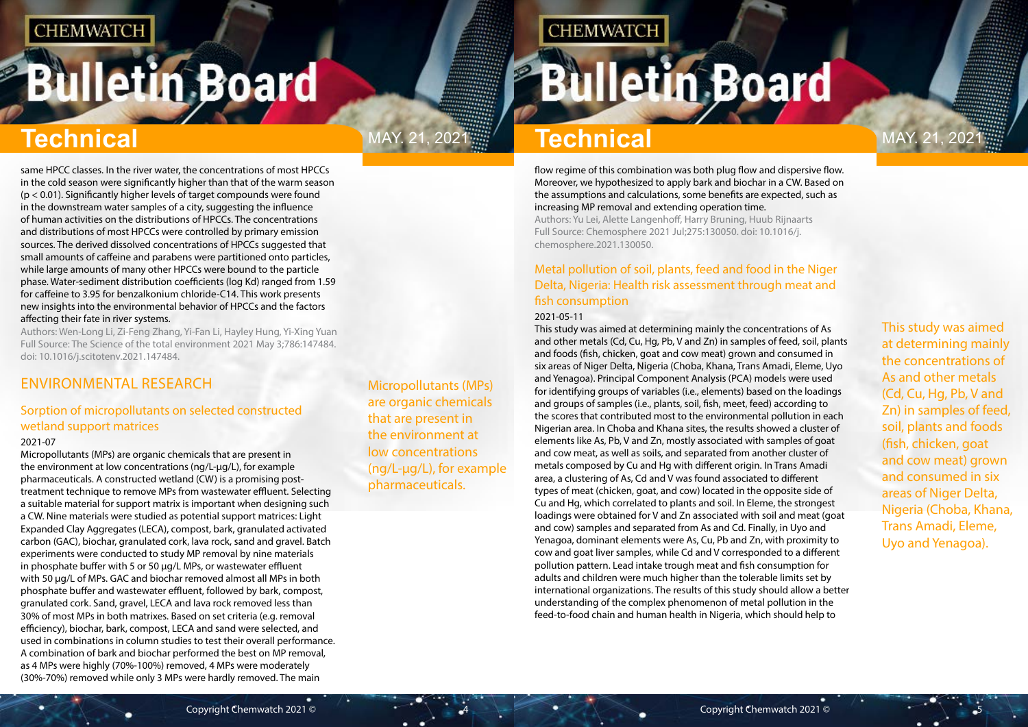same HPCC classes. In the river water, the concentrations of most HPCCs in the cold season were significantly higher than that of the warm season ($p < 0.01$). Significantly higher levels of target compounds were found in the downstream water samples of a city, suggesting the influence of human activities on the distributions of HPCCs. The concentrations and distributions of most HPCCs were controlled by primary emission sources. The derived dissolved concentrations of HPCCs suggested that small amounts of caffeine and parabens were partitioned onto particles, while large amounts of many other HPCCs were bound to the particle phase. Water-sediment distribution coefficients (log Kd) ranged from 1.59 for caffeine to 3.95 for benzalkonium chloride-C14. This work presents new insights into the environmental behavior of HPCCs and the factors affecting their fate in river systems.

Authors: Wen-Long Li, Zi-Feng Zhang, Yi-Fan Li, Hayley Hung, Yi-Xing Yuan
Full Source: The Science of the total environment 2021 May 3;786:147484. doi: 10.1016/j.scitotenv.2021.147484.

## ENVIRONMENTAL RESEARCH

### Sorption of micropollutants on selected constructed wetland support matrices

2021-07

Micropollutants (MPs) are organic chemicals that are present in the environment at low concentrations (ng/L-µg/L), for example pharmaceuticals. A constructed wetland (CW) is a promising post-treatment technique to remove MPs from wastewater effluent. Selecting a suitable material for support matrix is important when designing such a CW. Nine materials were studied as potential support matrices: Light Expanded Clay Aggregates (LECA), compost, bark, granulated activated carbon (GAC), biochar, granulated cork, lava rock, sand and gravel. Batch experiments were conducted to study MP removal by nine materials in phosphate buffer with 5 or 50 µg/L MPs, or wastewater effluent with 50 µg/L of MPs. GAC and biochar removed almost all MPs in both phosphate buffer and wastewater effluent, followed by bark, compost, granulated cork. Sand, gravel, LECA and lava rock removed less than 30% of most MPs in both matrixes. Based on set criteria (e.g. removal efficiency), biochar, bark, compost, LECA and sand were selected, and used in combinations in column studies to test their overall performance. A combination of bark and biochar performed the best on MP removal, as 4 MPs were highly (70%-100%) removed, 4 MPs were moderately (30%-70%) removed while only 3 MPs were hardly removed. The main flow regime of this combination was both plug flow and dispersive flow. Moreover, we hypothesized to apply bark and biochar in a CW. Based on the assumptions and calculations, some benefits are expected, such as increasing MP removal and extending operation time.

Authors: Yu Lei, Alette Langenhoff, Harry Bruning, Huub Rijnaarts
Full Source: Chemosphere 2021 Jul;275:130050. doi: 10.1016/j.chemosphere.2021.130050.

Micropollutants (MPs) are organic chemicals that are present in the environment at low concentrations (ng/L-µg/L), for example pharmaceuticals.

### Metal pollution of soil, plants, feed and food in the Niger Delta, Nigeria: Health risk assessment through meat and fish consumption

2021-05-11

This study was aimed at determining mainly the concentrations of As and other metals (Cd, Cu, Hg, Pb, V and Zn) in samples of feed, soil, plants and foods (fish, chicken, goat and cow meat) grown and consumed in six areas of Niger Delta, Nigeria (Choba, Khana, Trans Amadi, Eleme, Uyo and Yenagoa). Principal Component Analysis (PCA) models were used for identifying groups of variables (i.e., elements) based on the loadings and groups of samples (i.e., plants, soil, fish, meet, feed) according to the scores that contributed most to the environmental pollution in each Nigerian area. In Choba and Khana sites, the results showed a cluster of elements like As, Pb, V and Zn, mostly associated with samples of goat and cow meat, as well as soils, and separated from another cluster of metals composed by Cu and Hg with different origin. In Trans Amadi area, a clustering of As, Cd and V was found associated to different types of meat (chicken, goat, and cow) located in the opposite side of Cu and Hg, which correlated to plants and soil. In Eleme, the strongest loadings were obtained for V and Zn associated with soil and meat (goat and cow) samples and separated from As and Cd. Finally, in Uyo and Yenagoa, dominant elements were As, Cu, Pb and Zn, with proximity to cow and goat liver samples, while Cd and V corresponded to a different pollution pattern. Lead intake trough meat and fish consumption for adults and children were much higher than the tolerable limits set by international organizations. The results of this study should allow a better understanding of the complex phenomenon of metal pollution in the feed-to-food chain and human health in Nigeria, which should help to

This study was aimed at determining mainly the concentrations of As and other metals (Cd, Cu, Hg, Pb, V and Zn) in samples of feed, soil, plants and foods (fish, chicken, goat and cow meat) grown and consumed in six areas of Niger Delta, Nigeria (Choba, Khana, Trans Amadi, Eleme, Uyo and Yenagoa).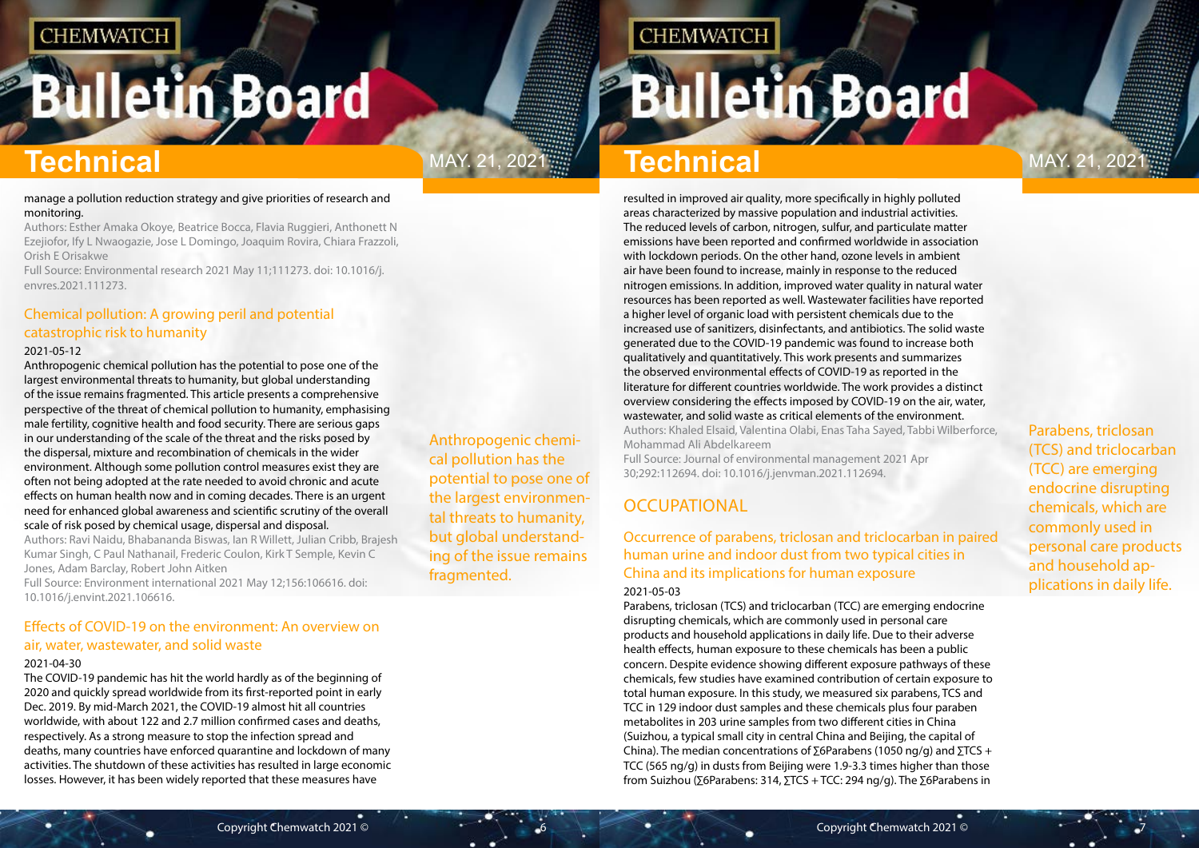manage a pollution reduction strategy and give priorities of research and monitoring.

Authors: Esther Amaka Okoye, Beatrice Bocca, Flavia Ruggieri, Anthonett N Ezejiofor, Ify L Nwaogazie, Jose L Domingo, Joaquim Rovira, Chiara Frazzoli, Orish E Orisakwe

Full Source: Environmental research 2021 May 11;111273. doi: 10.1016/j.envres.2021.111273.

### Chemical pollution: A growing peril and potential catastrophic risk to humanity

2021-05-12

Anthropogenic chemical pollution has the potential to pose one of the largest environmental threats to humanity, but global understanding of the issue remains fragmented. This article presents a comprehensive perspective of the threat of chemical pollution to humanity, emphasising male fertility, cognitive health and food security. There are serious gaps in our understanding of the scale of the threat and the risks posed by the dispersal, mixture and recombination of chemicals in the wider environment. Although some pollution control measures exist they are often not being adopted at the rate needed to avoid chronic and acute effects on human health now and in coming decades. There is an urgent need for enhanced global awareness and scientific scrutiny of the overall scale of risk posed by chemical usage, dispersal and disposal.

Authors: Ravi Naidu, Bhabananda Biswas, Ian R Willett, Julian Cribb, Brajesh Kumar Singh, C Paul Nathanail, Frederic Coulon, Kirk T Semple, Kevin C Jones, Adam Barclay, Robert John Aitken

Full Source: Environment international 2021 May 12;156:106616. doi: 10.1016/j.envint.2021.106616.

Anthropogenic chemical pollution has the potential to pose one of the largest environmental threats to humanity, but global understanding of the issue remains fragmented.

### Effects of COVID-19 on the environment: An overview on air, water, wastewater, and solid waste

2021-04-30

The COVID-19 pandemic has hit the world hardly as of the beginning of 2020 and quickly spread worldwide from its first-reported point in early Dec. 2019. By mid-March 2021, the COVID-19 almost hit all countries worldwide, with about 122 and 2.7 million confirmed cases and deaths, respectively. As a strong measure to stop the infection spread and deaths, many countries have enforced quarantine and lockdown of many activities. The shutdown of these activities has resulted in large economic losses. However, it has been widely reported that these measures have resulted in improved air quality, more specifically in highly polluted areas characterized by massive population and industrial activities. The reduced levels of carbon, nitrogen, sulfur, and particulate matter emissions have been reported and confirmed worldwide in association with lockdown periods. On the other hand, ozone levels in ambient air have been found to increase, mainly in response to the reduced nitrogen emissions. In addition, improved water quality in natural water resources has been reported as well. Wastewater facilities have reported a higher level of organic load with persistent chemicals due to the increased use of sanitizers, disinfectants, and antibiotics. The solid waste generated due to the COVID-19 pandemic was found to increase both qualitatively and quantitatively. This work presents and summarizes the observed environmental effects of COVID-19 as reported in the literature for different countries worldwide. The work provides a distinct overview considering the effects imposed by COVID-19 on the air, water, wastewater, and solid waste as critical elements of the environment.

Authors: Khaled Elsaid, Valentina Olabi, Enas Taha Sayed, Tabbi Wilberforce, Mohammad Ali Abdelkareem

Full Source: Journal of environmental management 2021 Apr 30;292:112694. doi: 10.1016/j.jenvman.2021.112694.

## OCCUPATIONAL

### Occurrence of parabens, triclosan and triclocarban in paired human urine and indoor dust from two typical cities in China and its implications for human exposure

2021-05-03

Parabens, triclosan (TCS) and triclocarban (TCC) are emerging endocrine disrupting chemicals, which are commonly used in personal care products and household applications in daily life. Due to their adverse health effects, human exposure to these chemicals has been a public concern. Despite evidence showing different exposure pathways of these chemicals, few studies have examined contribution of certain exposure to total human exposure. In this study, we measured six parabens, TCS and TCC in 129 indoor dust samples and these chemicals plus four paraben metabolites in 203 urine samples from two different cities in China (Suizhou, a typical small city in central China and Beijing, the capital of China). The median concentrations of ∑6Parabens (1050 ng/g) and ∑TCS + TCC (565 ng/g) in dusts from Beijing were 1.9-3.3 times higher than those from Suizhou (∑6Parabens: 314, ∑TCS + TCC: 294 ng/g). The ∑6Parabens in

Parabens, triclosan (TCS) and triclocarban (TCC) are emerging endocrine disrupting chemicals, which are commonly used in personal care products and household applications in daily life.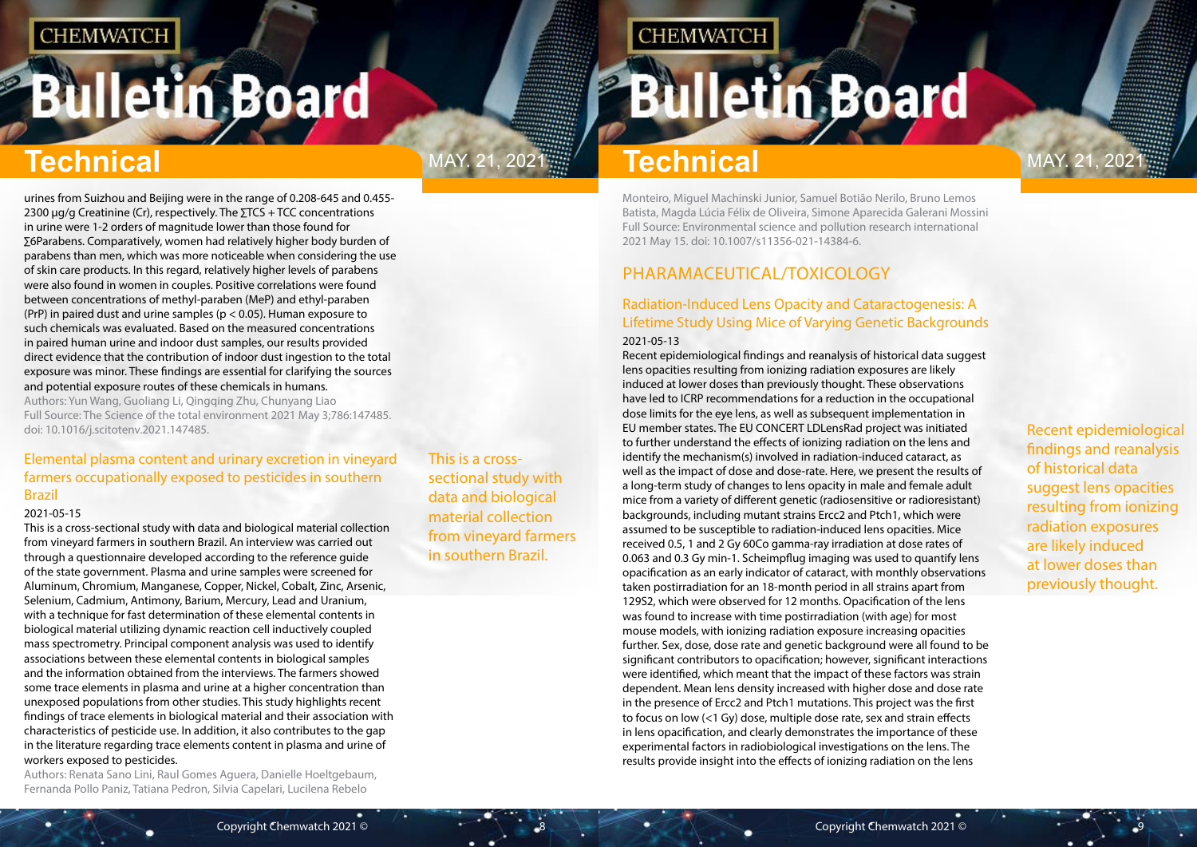urines from Suizhou and Beijing were in the range of 0.208-645 and 0.455-2300 μg/g Creatinine (Cr), respectively. The ∑TCS + TCC concentrations in urine were 1-2 orders of magnitude lower than those found for ∑6Parabens. Comparatively, women had relatively higher body burden of parabens than men, which was more noticeable when considering the use of skin care products. In this regard, relatively higher levels of parabens were also found in women in couples. Positive correlations were found between concentrations of methyl-paraben (MeP) and ethyl-paraben (PrP) in paired dust and urine samples ($p < 0.05$). Human exposure to such chemicals was evaluated. Based on the measured concentrations in paired human urine and indoor dust samples, our results provided direct evidence that the contribution of indoor dust ingestion to the total exposure was minor. These findings are essential for clarifying the sources and potential exposure routes of these chemicals in humans.

Authors: Yun Wang, Guoliang Li, Qingqing Zhu, Chunyang Liao
Full Source: The Science of the total environment 2021 May 3;786:147485. doi: 10.1016/j.scitotenv.2021.147485.

### Elemental plasma content and urinary excretion in vineyard farmers occupationally exposed to pesticides in southern Brazil

2021-05-15

This is a cross-sectional study with data and biological material collection from vineyard farmers in southern Brazil. An interview was carried out through a questionnaire developed according to the reference guide of the state government. Plasma and urine samples were screened for Aluminum, Chromium, Manganese, Copper, Nickel, Cobalt, Zinc, Arsenic, Selenium, Cadmium, Antimony, Barium, Mercury, Lead and Uranium, with a technique for fast determination of these elemental contents in biological material utilizing dynamic reaction cell inductively coupled mass spectrometry. Principal component analysis was used to identify associations between these elemental contents in biological samples and the information obtained from the interviews. The farmers showed some trace elements in plasma and urine at a higher concentration than unexposed populations from other studies. This study highlights recent findings of trace elements in biological material and their association with characteristics of pesticide use. In addition, it also contributes to the gap in the literature regarding trace elements content in plasma and urine of workers exposed to pesticides.

Authors: Renata Sano Lini, Raul Gomes Aguera, Danielle Hoeltgebaum, Fernanda Pollo Paniz, Tatiana Pedron, Silvia Capelari, Lucilena Rebelo Monteiro, Miguel Machinski Junior, Samuel Botião Nerilo, Bruno Lemos Batista, Magda Lúcia Félix de Oliveira, Simone Aparecida Galerani Mossini
Full Source: Environmental science and pollution research international 2021 May 15. doi: 10.1007/s11356-021-14384-6.

## PHARAMACEUTICAL/TOXICOLOGY

### Radiation-Induced Lens Opacity and Cataractogenesis: A Lifetime Study Using Mice of Varying Genetic Backgrounds

2021-05-13

Recent epidemiological findings and reanalysis of historical data suggest lens opacities resulting from ionizing radiation exposures are likely induced at lower doses than previously thought. These observations have led to ICRP recommendations for a reduction in the occupational dose limits for the eye lens, as well as subsequent implementation in EU member states. The EU CONCERT LDLensRad project was initiated to further understand the effects of ionizing radiation on the lens and identify the mechanism(s) involved in radiation-induced cataract, as well as the impact of dose and dose-rate. Here, we present the results of a long-term study of changes to lens opacity in male and female adult mice from a variety of different genetic (radiosensitive or radioresistant) backgrounds, including mutant strains Ercc2 and Ptch1, which were assumed to be susceptible to radiation-induced lens opacities. Mice received 0.5, 1 and 2 Gy 60Co gamma-ray irradiation at dose rates of 0.063 and 0.3 Gy min-1. Scheimpflug imaging was used to quantify lens opacification as an early indicator of cataract, with monthly observations taken postirradiation for an 18-month period in all strains apart from 129S2, which were observed for 12 months. Opacification of the lens was found to increase with time postirradiation (with age) for most mouse models, with ionizing radiation exposure increasing opacities further. Sex, dose, dose rate and genetic background were all found to be significant contributors to opacification; however, significant interactions were identified, which meant that the impact of these factors was strain dependent. Mean lens density increased with higher dose and dose rate in the presence of Ercc2 and Ptch1 mutations. This project was the first to focus on low (<1 Gy) dose, multiple dose rate, sex and strain effects in lens opacification, and clearly demonstrates the importance of these experimental factors in radiobiological investigations on the lens. The results provide insight into the effects of ionizing radiation on the lens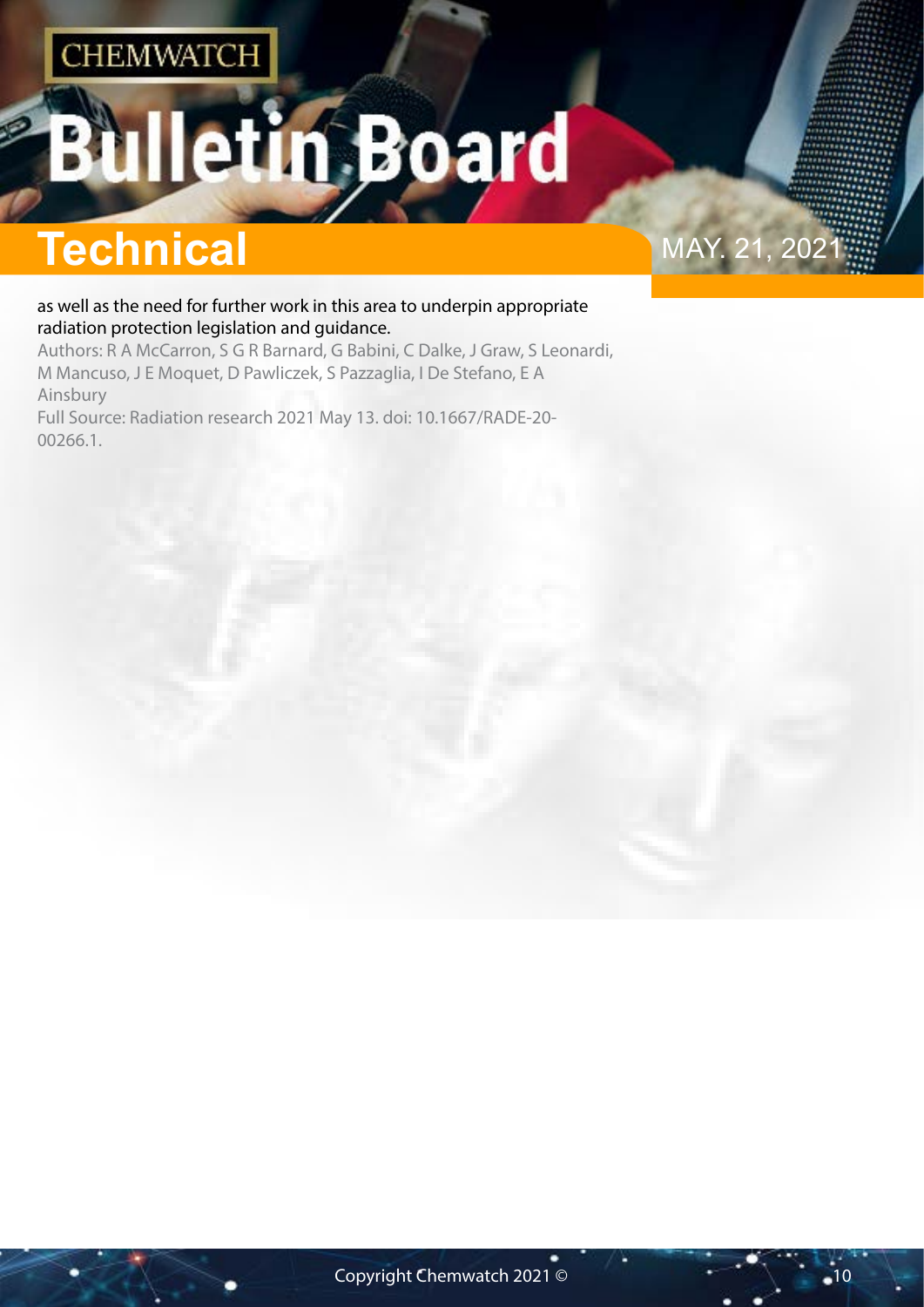as well as the need for further work in this area to underpin appropriate radiation protection legislation and guidance.

Authors: R A McCarron, S G R Barnard, G Babini, C Dalke, J Graw, S Leonardi, M Mancuso, J E Moquet, D Pawliczek, S Pazzaglia, I De Stefano, E A Ainsbury

Full Source: Radiation research 2021 May 13. doi: 10.1667/RADE-20-00266.1.